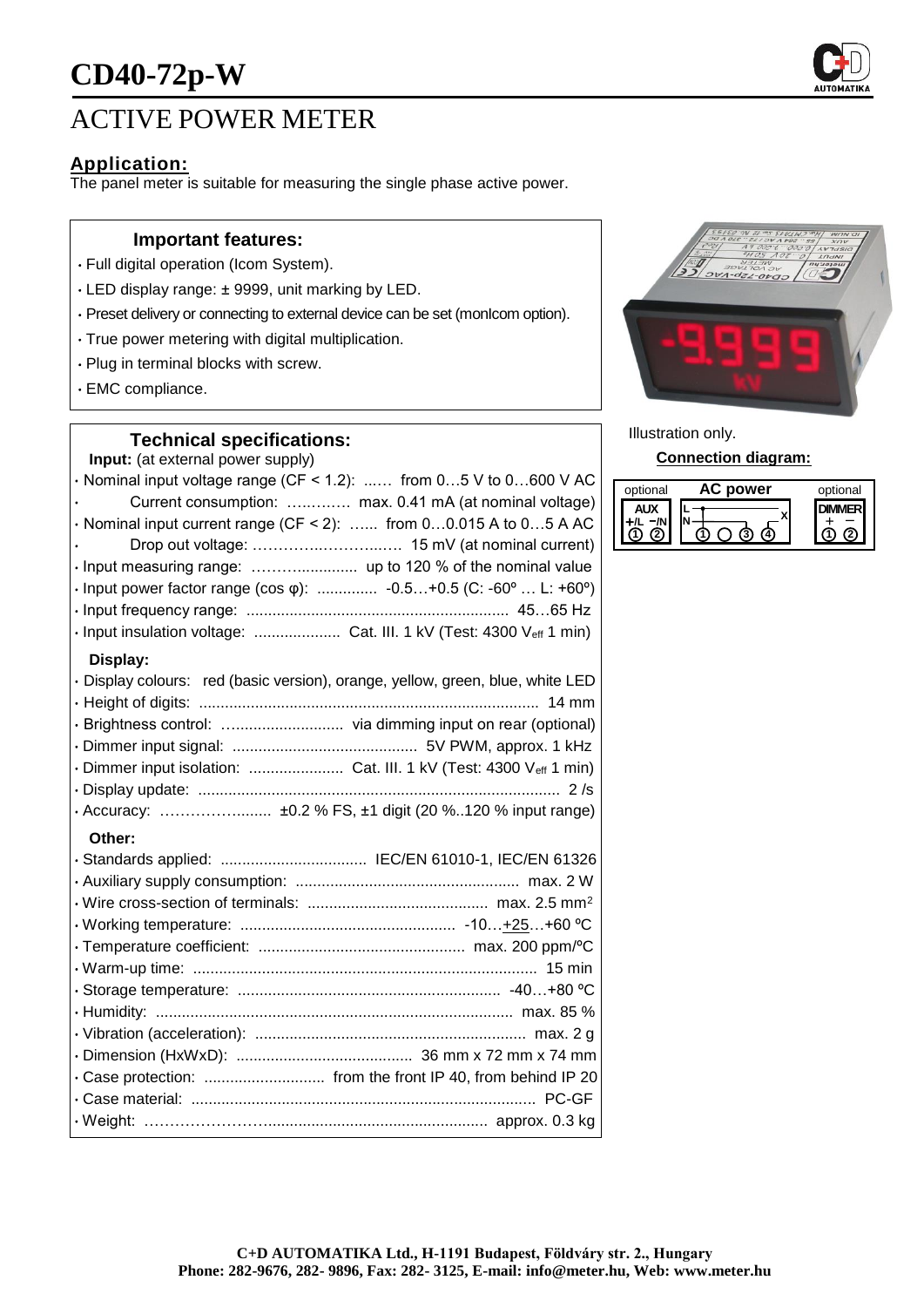# CD40-72p-W

# ACTIVE POWER METER

## Application:

The panel meter is suitable for measuring the single phase active power.

### Important features:

- Full digital operation (Icom System).
- LED display range: ± 9999, unit marking by LED.
- Preset delivery or connecting to external device can be set (monIcom option).
- True power metering with digital multiplication.
- Plug in terminal blocks with screw.
- EMC compliance.

Illustration only.

### Technical specifications:

**Input:** (at external power supply)

- Nominal input voltage range (CF < 1.2): ...… from 0…5 V to 0…600 V AC
- Current consumption: ….……… max. 0.41 mA (at nominal voltage)
- Nominal input current range (CF < 2): …... from 0…0.015 A to 0…5 A AC
- Drop out voltage: …………..……..….. 15 mV (at nominal current)
- Input measuring range: ……….............. up to 120 % of the nominal value
- Input power factor range (cos φ): .............. -0.5…+0.5 (C: -60º … L: +60º)
- Input frequency range: ............................................................. 45…65 Hz
- Input insulation voltage: .................... Cat. III. 1 kV (Test: 4300 $V_{eff}$ 1 min)

**Display:**

- Display colours: red (basic version), orange, yellow, green, blue, white LED
- Height of digits: ............................................................................... 14 mm
- Brightness control: ............................ via dimming input on rear (optional)
- Dimmer input signal: ........................................... 5V PWM, approx. 1 kHz
- Dimmer input isolation: ...................... Cat. III. 1 kV (Test: 4300 $V_{eff}$ 1 min)
- Display update: .................................................................................... 2 /s
- Accuracy: ……………......... ±0.2 % FS, ±1 digit (20 %..120 % input range)

**Other:**

- Standards applied: .................................. IEC/EN 61010-1, IEC/EN 61326
- Auxiliary supply consumption: ................................................... max. 2 W
- Wire cross-section of terminals: .......................................... max. 2.5 mm²
- Working temperature: .................................................. -10…+25…+60 ºC
- Temperature coefficient: ................................................ max. 200 ppm/ºC
- Warm-up time: ................................................................................ 15 min
- Storage temperature: ............................................................. -40…+80 ºC
- Humidity: ................................................................................... max. 85 %
- Vibration (acceleration): ............................................................... max. 2 g
- Dimension (HxWxD): ......................................... 36 mm x 72 mm x 74 mm
- Case protection: ............................ from the front IP 40, from behind IP 20
- Case material: ................................................................................ PC-GF
- Weight: ……………………................................................... approx. 0.3 kg

### Connection diagram:

| optional | AC power | optional |
|---|---|---|
| AUX +/L −/N ① ② | L, N, X ① ○ ③ ④ | DIMMER + − ① ② |

C+D AUTOMATIKA Ltd., H-1191 Budapest, Földváry str. 2., Hungary
Phone: 282-9676, 282- 9896, Fax: 282- 3125, E-mail: info@meter.hu, Web: www.meter.hu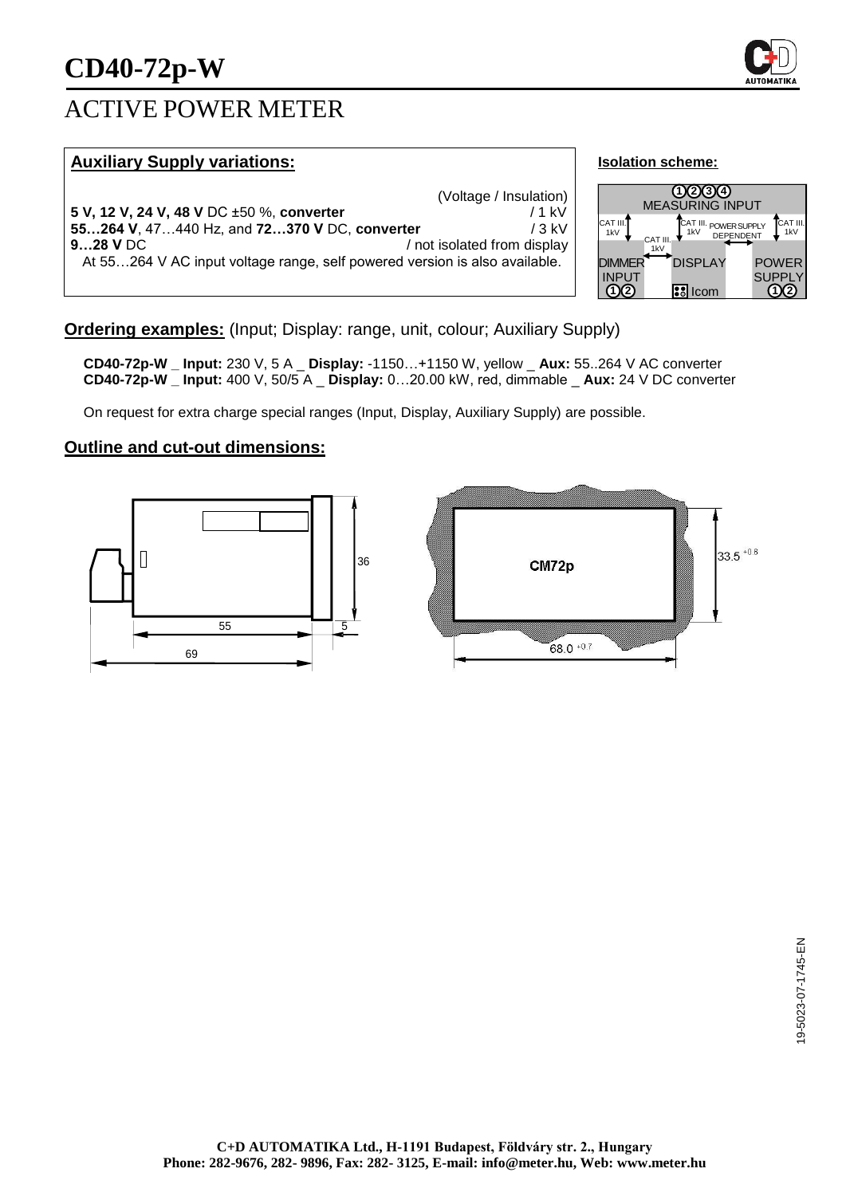# CD40-72p-W

## ACTIVE POWER METER

### Auxiliary Supply variations:

(Voltage / Insulation)

**5 V, 12 V, 24 V, 48 V** DC ±50 %, **converter** / 1 kV
**55…264 V**, 47…440 Hz, and **72…370 V** DC, **converter** / 3 kV
**9…28 V** DC / not isolated from display
At 55…264 V AC input voltage range, self powered version is also available.

### Isolation scheme:

①②③④
MEASURING INPUT

CAT III. 1kV
CAT III. 1kV
CAT III. 1kV POWER SUPPLY DEPENDENT
CAT III. 1kV

DIMMER INPUT ①②
DISPLAY
Icom
POWER SUPPLY ①②

### Ordering examples: (Input; Display: range, unit, colour; Auxiliary Supply)

**CD40-72p-W _ Input:** 230 V, 5 A _ **Display:** -1150…+1150 W, yellow _ **Aux:** 55..264 V AC converter
**CD40-72p-W _ Input:** 400 V, 50/5 A _ **Display:** 0…20.00 kW, red, dimmable _ **Aux:** 24 V DC converter

On request for extra charge special ranges (Input, Display, Auxiliary Supply) are possible.

### Outline and cut-out dimensions:

36
55
5
69

CM72p
33.5 +0.8
68.0 +0.7

19-5023-07-1745-EN

**C+D AUTOMATIKA Ltd., H-1191 Budapest, Földváry str. 2., Hungary**
**Phone: 282-9676, 282- 9896, Fax: 282- 3125, E-mail: info@meter.hu, Web: www.meter.hu**